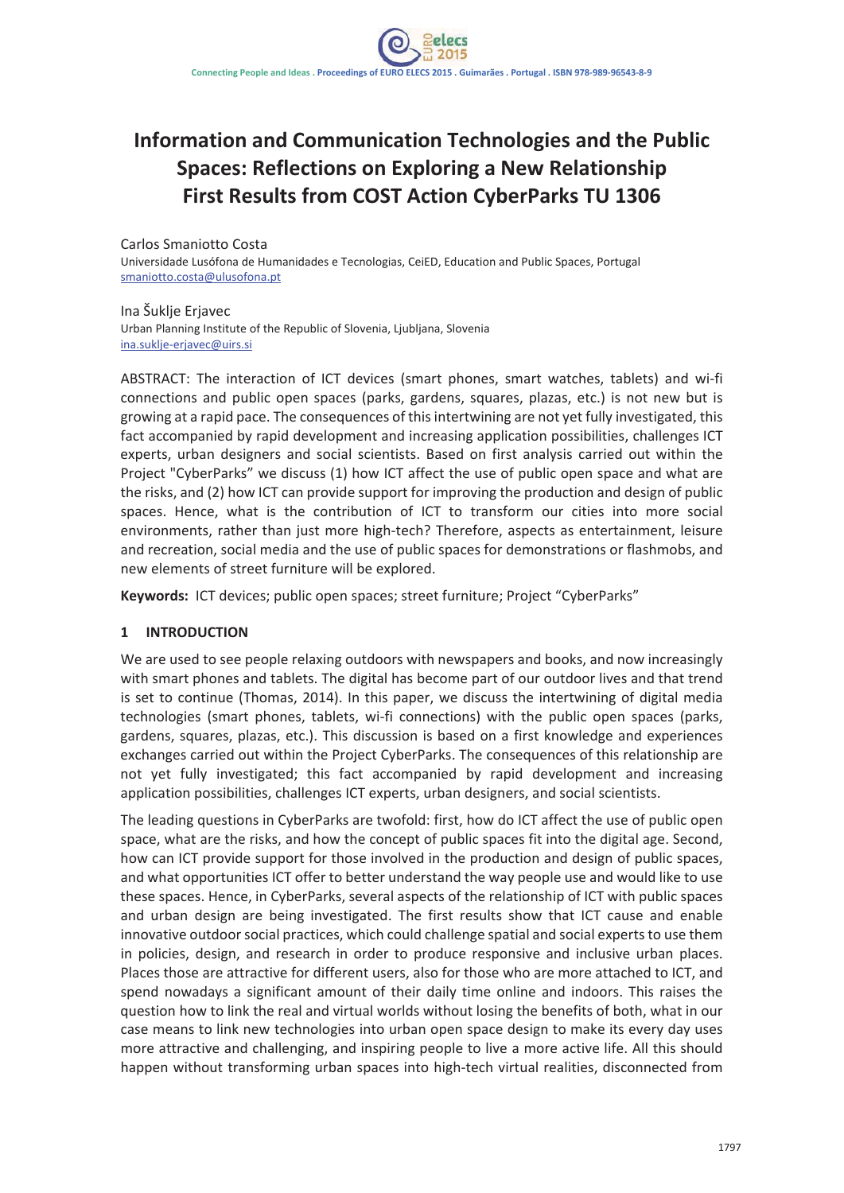# Information and Communication Technologies and the Public Spaces: Reflections on Exploring a New Relationship First Results from COST Action CyberParks TU 1306

Carlos Smaniotto Costa
Universidade Lusófona de Humanidades e Tecnologias, CeiED, Education and Public Spaces, Portugal
smaniotto.costa@ulusofona.pt

Ina Šuklje Erjavec
Urban Planning Institute of the Republic of Slovenia, Ljubljana, Slovenia
ina.suklje-erjavec@uirs.si

ABSTRACT: The interaction of ICT devices (smart phones, smart watches, tablets) and wi-fi connections and public open spaces (parks, gardens, squares, plazas, etc.) is not new but is growing at a rapid pace. The consequences of this intertwining are not yet fully investigated, this fact accompanied by rapid development and increasing application possibilities, challenges ICT experts, urban designers and social scientists. Based on first analysis carried out within the Project "CyberParks" we discuss (1) how ICT affect the use of public open space and what are the risks, and (2) how ICT can provide support for improving the production and design of public spaces. Hence, what is the contribution of ICT to transform our cities into more social environments, rather than just more high-tech? Therefore, aspects as entertainment, leisure and recreation, social media and the use of public spaces for demonstrations or flashmobs, and new elements of street furniture will be explored.

**Keywords:** ICT devices; public open spaces; street furniture; Project "CyberParks"

## 1 INTRODUCTION

We are used to see people relaxing outdoors with newspapers and books, and now increasingly with smart phones and tablets. The digital has become part of our outdoor lives and that trend is set to continue (Thomas, 2014). In this paper, we discuss the intertwining of digital media technologies (smart phones, tablets, wi-fi connections) with the public open spaces (parks, gardens, squares, plazas, etc.). This discussion is based on a first knowledge and experiences exchanges carried out within the Project CyberParks. The consequences of this relationship are not yet fully investigated; this fact accompanied by rapid development and increasing application possibilities, challenges ICT experts, urban designers, and social scientists.

The leading questions in CyberParks are twofold: first, how do ICT affect the use of public open space, what are the risks, and how the concept of public spaces fit into the digital age. Second, how can ICT provide support for those involved in the production and design of public spaces, and what opportunities ICT offer to better understand the way people use and would like to use these spaces. Hence, in CyberParks, several aspects of the relationship of ICT with public spaces and urban design are being investigated. The first results show that ICT cause and enable innovative outdoor social practices, which could challenge spatial and social experts to use them in policies, design, and research in order to produce responsive and inclusive urban places. Places those are attractive for different users, also for those who are more attached to ICT, and spend nowadays a significant amount of their daily time online and indoors. This raises the question how to link the real and virtual worlds without losing the benefits of both, what in our case means to link new technologies into urban open space design to make its every day uses more attractive and challenging, and inspiring people to live a more active life. All this should happen without transforming urban spaces into high-tech virtual realities, disconnected from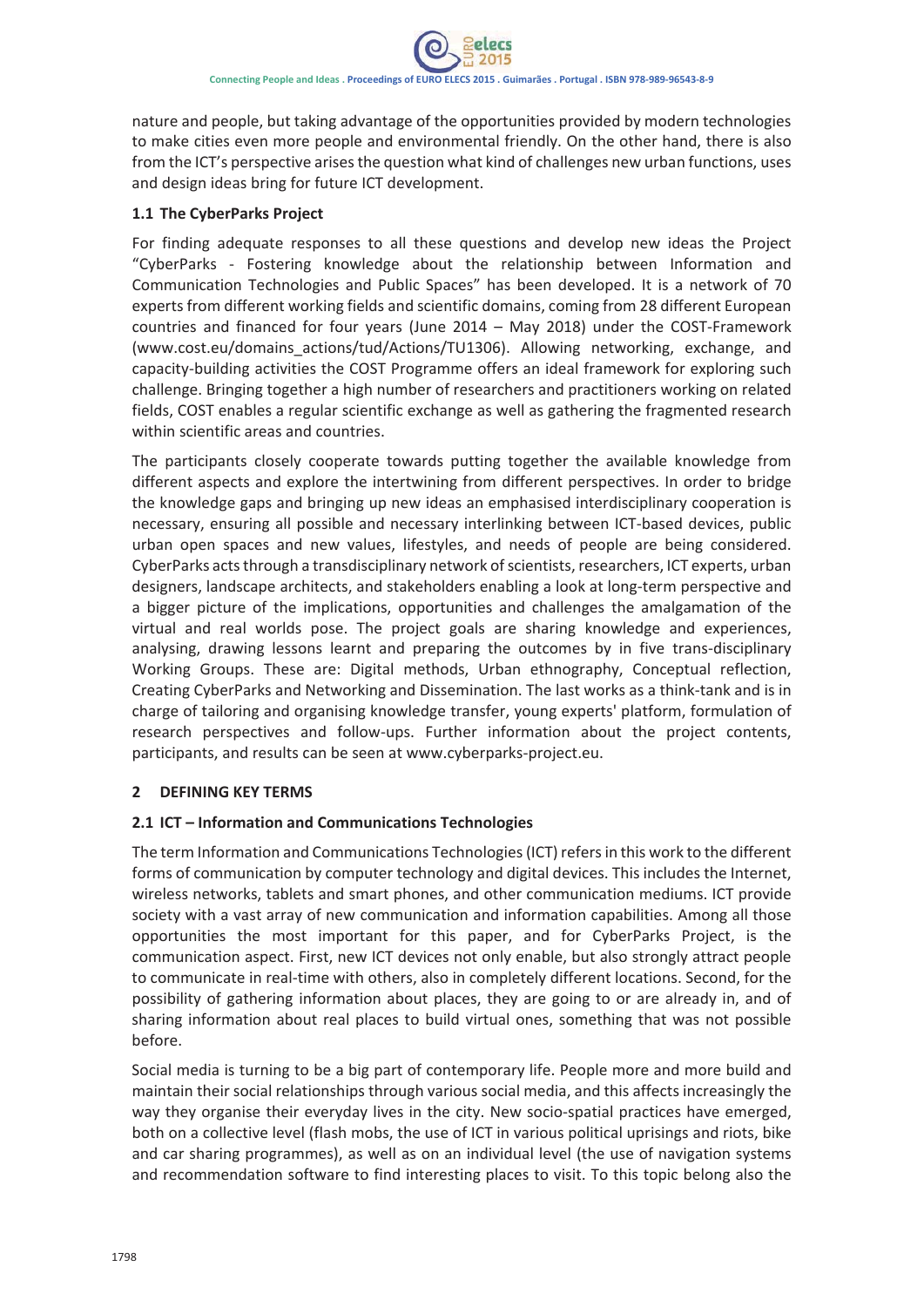nature and people, but taking advantage of the opportunities provided by modern technologies to make cities even more people and environmental friendly. On the other hand, there is also from the ICT's perspective arises the question what kind of challenges new urban functions, uses and design ideas bring for future ICT development.

### 1.1 The CyberParks Project

For finding adequate responses to all these questions and develop new ideas the Project "CyberParks - Fostering knowledge about the relationship between Information and Communication Technologies and Public Spaces" has been developed. It is a network of 70 experts from different working fields and scientific domains, coming from 28 different European countries and financed for four years (June 2014 – May 2018) under the COST-Framework (www.cost.eu/domains_actions/tud/Actions/TU1306). Allowing networking, exchange, and capacity-building activities the COST Programme offers an ideal framework for exploring such challenge. Bringing together a high number of researchers and practitioners working on related fields, COST enables a regular scientific exchange as well as gathering the fragmented research within scientific areas and countries.

The participants closely cooperate towards putting together the available knowledge from different aspects and explore the intertwining from different perspectives. In order to bridge the knowledge gaps and bringing up new ideas an emphasised interdisciplinary cooperation is necessary, ensuring all possible and necessary interlinking between ICT-based devices, public urban open spaces and new values, lifestyles, and needs of people are being considered. CyberParks acts through a transdisciplinary network of scientists, researchers, ICT experts, urban designers, landscape architects, and stakeholders enabling a look at long-term perspective and a bigger picture of the implications, opportunities and challenges the amalgamation of the virtual and real worlds pose. The project goals are sharing knowledge and experiences, analysing, drawing lessons learnt and preparing the outcomes by in five trans-disciplinary Working Groups. These are: Digital methods, Urban ethnography, Conceptual reflection, Creating CyberParks and Networking and Dissemination. The last works as a think-tank and is in charge of tailoring and organising knowledge transfer, young experts' platform, formulation of research perspectives and follow-ups. Further information about the project contents, participants, and results can be seen at www.cyberparks-project.eu.

## 2 DEFINING KEY TERMS

### 2.1 ICT – Information and Communications Technologies

The term Information and Communications Technologies (ICT) refers in this work to the different forms of communication by computer technology and digital devices. This includes the Internet, wireless networks, tablets and smart phones, and other communication mediums. ICT provide society with a vast array of new communication and information capabilities. Among all those opportunities the most important for this paper, and for CyberParks Project, is the communication aspect. First, new ICT devices not only enable, but also strongly attract people to communicate in real-time with others, also in completely different locations. Second, for the possibility of gathering information about places, they are going to or are already in, and of sharing information about real places to build virtual ones, something that was not possible before.

Social media is turning to be a big part of contemporary life. People more and more build and maintain their social relationships through various social media, and this affects increasingly the way they organise their everyday lives in the city. New socio-spatial practices have emerged, both on a collective level (flash mobs, the use of ICT in various political uprisings and riots, bike and car sharing programmes), as well as on an individual level (the use of navigation systems and recommendation software to find interesting places to visit. To this topic belong also the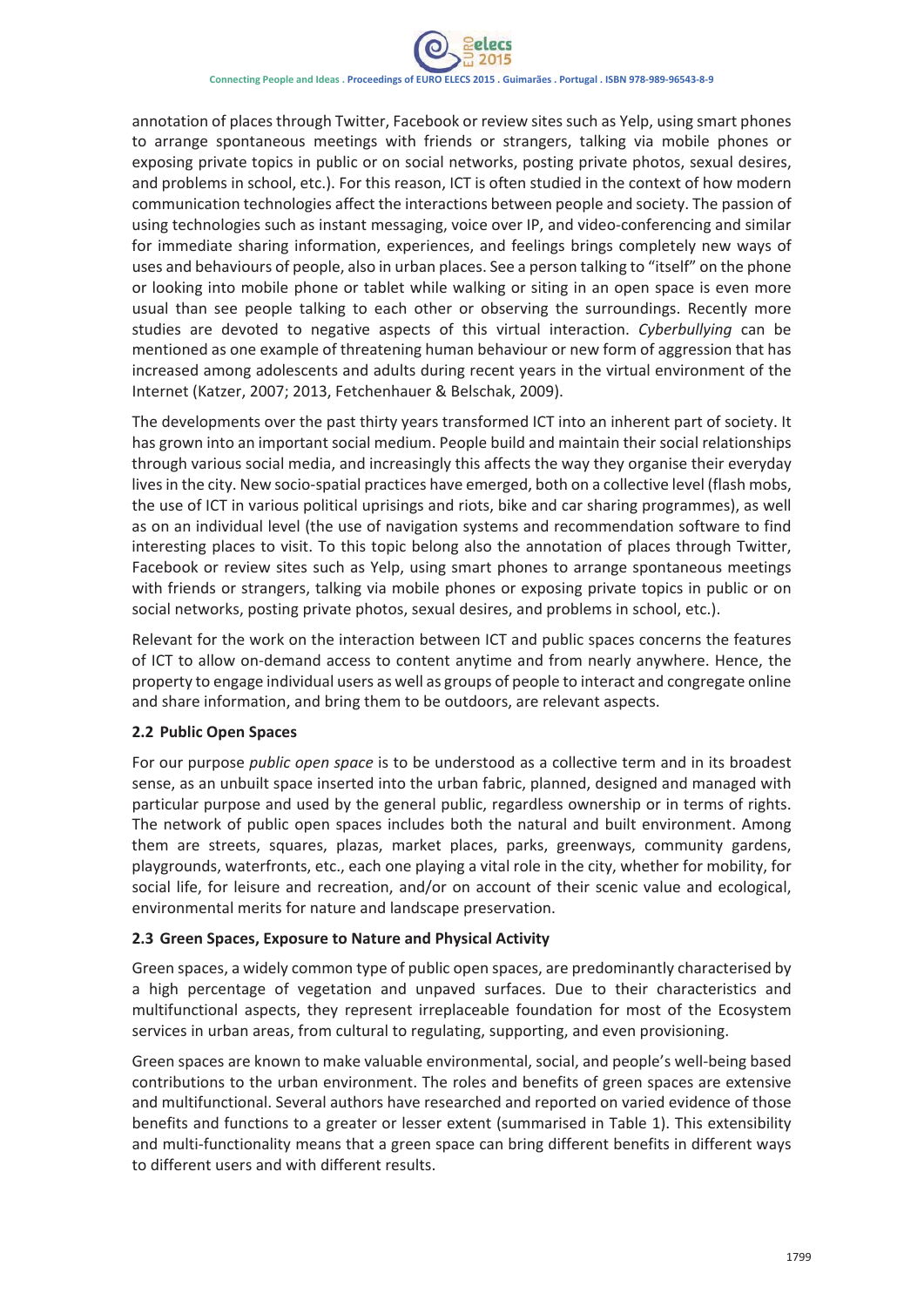annotation of places through Twitter, Facebook or review sites such as Yelp, using smart phones to arrange spontaneous meetings with friends or strangers, talking via mobile phones or exposing private topics in public or on social networks, posting private photos, sexual desires, and problems in school, etc.). For this reason, ICT is often studied in the context of how modern communication technologies affect the interactions between people and society. The passion of using technologies such as instant messaging, voice over IP, and video-conferencing and similar for immediate sharing information, experiences, and feelings brings completely new ways of uses and behaviours of people, also in urban places. See a person talking to "itself" on the phone or looking into mobile phone or tablet while walking or siting in an open space is even more usual than see people talking to each other or observing the surroundings. Recently more studies are devoted to negative aspects of this virtual interaction. *Cyberbullying* can be mentioned as one example of threatening human behaviour or new form of aggression that has increased among adolescents and adults during recent years in the virtual environment of the Internet (Katzer, 2007; 2013, Fetchenhauer & Belschak, 2009).

The developments over the past thirty years transformed ICT into an inherent part of society. It has grown into an important social medium. People build and maintain their social relationships through various social media, and increasingly this affects the way they organise their everyday lives in the city. New socio-spatial practices have emerged, both on a collective level (flash mobs, the use of ICT in various political uprisings and riots, bike and car sharing programmes), as well as on an individual level (the use of navigation systems and recommendation software to find interesting places to visit. To this topic belong also the annotation of places through Twitter, Facebook or review sites such as Yelp, using smart phones to arrange spontaneous meetings with friends or strangers, talking via mobile phones or exposing private topics in public or on social networks, posting private photos, sexual desires, and problems in school, etc.).

Relevant for the work on the interaction between ICT and public spaces concerns the features of ICT to allow on-demand access to content anytime and from nearly anywhere. Hence, the property to engage individual users as well as groups of people to interact and congregate online and share information, and bring them to be outdoors, are relevant aspects.

### 2.2 Public Open Spaces

For our purpose *public open space* is to be understood as a collective term and in its broadest sense, as an unbuilt space inserted into the urban fabric, planned, designed and managed with particular purpose and used by the general public, regardless ownership or in terms of rights. The network of public open spaces includes both the natural and built environment. Among them are streets, squares, plazas, market places, parks, greenways, community gardens, playgrounds, waterfronts, etc., each one playing a vital role in the city, whether for mobility, for social life, for leisure and recreation, and/or on account of their scenic value and ecological, environmental merits for nature and landscape preservation.

### 2.3 Green Spaces, Exposure to Nature and Physical Activity

Green spaces, a widely common type of public open spaces, are predominantly characterised by a high percentage of vegetation and unpaved surfaces. Due to their characteristics and multifunctional aspects, they represent irreplaceable foundation for most of the Ecosystem services in urban areas, from cultural to regulating, supporting, and even provisioning.

Green spaces are known to make valuable environmental, social, and people's well-being based contributions to the urban environment. The roles and benefits of green spaces are extensive and multifunctional. Several authors have researched and reported on varied evidence of those benefits and functions to a greater or lesser extent (summarised in Table 1). This extensibility and multi-functionality means that a green space can bring different benefits in different ways to different users and with different results.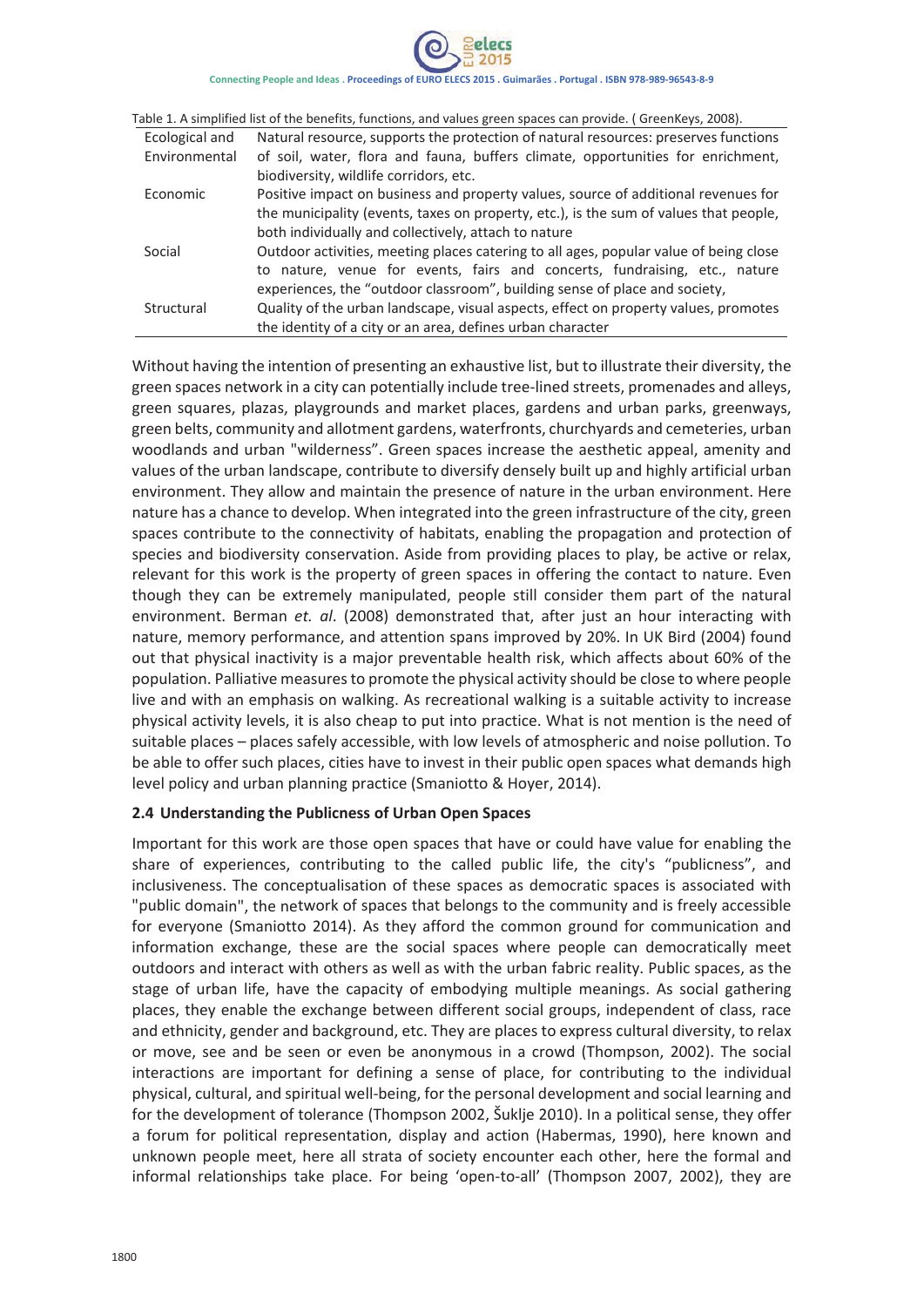Table 1. A simplified list of the benefits, functions, and values green spaces can provide. ( GreenKeys, 2008).

| | |
|---|---|
| Ecological and Environmental | Natural resource, supports the protection of natural resources: preserves functions of soil, water, flora and fauna, buffers climate, opportunities for enrichment, biodiversity, wildlife corridors, etc. |
| Economic | Positive impact on business and property values, source of additional revenues for the municipality (events, taxes on property, etc.), is the sum of values that people, both individually and collectively, attach to nature |
| Social | Outdoor activities, meeting places catering to all ages, popular value of being close to nature, venue for events, fairs and concerts, fundraising, etc., nature experiences, the "outdoor classroom", building sense of place and society, |
| Structural | Quality of the urban landscape, visual aspects, effect on property values, promotes the identity of a city or an area, defines urban character |

Without having the intention of presenting an exhaustive list, but to illustrate their diversity, the green spaces network in a city can potentially include tree-lined streets, promenades and alleys, green squares, plazas, playgrounds and market places, gardens and urban parks, greenways, green belts, community and allotment gardens, waterfronts, churchyards and cemeteries, urban woodlands and urban "wilderness". Green spaces increase the aesthetic appeal, amenity and values of the urban landscape, contribute to diversify densely built up and highly artificial urban environment. They allow and maintain the presence of nature in the urban environment. Here nature has a chance to develop. When integrated into the green infrastructure of the city, green spaces contribute to the connectivity of habitats, enabling the propagation and protection of species and biodiversity conservation. Aside from providing places to play, be active or relax, relevant for this work is the property of green spaces in offering the contact to nature. Even though they can be extremely manipulated, people still consider them part of the natural environment. Berman *et. al*. (2008) demonstrated that, after just an hour interacting with nature, memory performance, and attention spans improved by 20%. In UK Bird (2004) found out that physical inactivity is a major preventable health risk, which affects about 60% of the population. Palliative measures to promote the physical activity should be close to where people live and with an emphasis on walking. As recreational walking is a suitable activity to increase physical activity levels, it is also cheap to put into practice. What is not mention is the need of suitable places – places safely accessible, with low levels of atmospheric and noise pollution. To be able to offer such places, cities have to invest in their public open spaces what demands high level policy and urban planning practice (Smaniotto & Hoyer, 2014).

### 2.4 Understanding the Publicness of Urban Open Spaces

Important for this work are those open spaces that have or could have value for enabling the share of experiences, contributing to the called public life, the city's "publicness", and inclusiveness. The conceptualisation of these spaces as democratic spaces is associated with "public domain", the network of spaces that belongs to the community and is freely accessible for everyone (Smaniotto 2014). As they afford the common ground for communication and information exchange, these are the social spaces where people can democratically meet outdoors and interact with others as well as with the urban fabric reality. Public spaces, as the stage of urban life, have the capacity of embodying multiple meanings. As social gathering places, they enable the exchange between different social groups, independent of class, race and ethnicity, gender and background, etc. They are places to express cultural diversity, to relax or move, see and be seen or even be anonymous in a crowd (Thompson, 2002). The social interactions are important for defining a sense of place, for contributing to the individual physical, cultural, and spiritual well-being, for the personal development and social learning and for the development of tolerance (Thompson 2002, Šuklje 2010). In a political sense, they offer a forum for political representation, display and action (Habermas, 1990), here known and unknown people meet, here all strata of society encounter each other, here the formal and informal relationships take place. For being 'open-to-all' (Thompson 2007, 2002), they are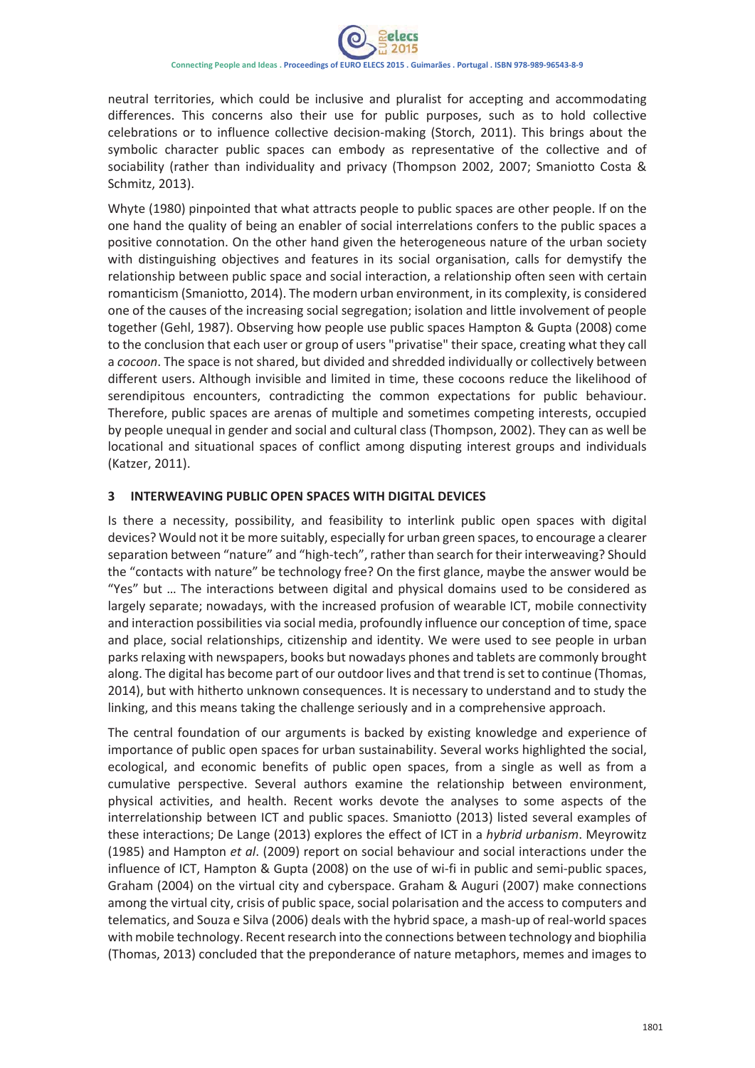neutral territories, which could be inclusive and pluralist for accepting and accommodating differences. This concerns also their use for public purposes, such as to hold collective celebrations or to influence collective decision-making (Storch, 2011). This brings about the symbolic character public spaces can embody as representative of the collective and of sociability (rather than individuality and privacy (Thompson 2002, 2007; Smaniotto Costa & Schmitz, 2013).

Whyte (1980) pinpointed that what attracts people to public spaces are other people. If on the one hand the quality of being an enabler of social interrelations confers to the public spaces a positive connotation. On the other hand given the heterogeneous nature of the urban society with distinguishing objectives and features in its social organisation, calls for demystify the relationship between public space and social interaction, a relationship often seen with certain romanticism (Smaniotto, 2014). The modern urban environment, in its complexity, is considered one of the causes of the increasing social segregation; isolation and little involvement of people together (Gehl, 1987). Observing how people use public spaces Hampton & Gupta (2008) come to the conclusion that each user or group of users "privatise" their space, creating what they call a *cocoon*. The space is not shared, but divided and shredded individually or collectively between different users. Although invisible and limited in time, these cocoons reduce the likelihood of serendipitous encounters, contradicting the common expectations for public behaviour. Therefore, public spaces are arenas of multiple and sometimes competing interests, occupied by people unequal in gender and social and cultural class (Thompson, 2002). They can as well be locational and situational spaces of conflict among disputing interest groups and individuals (Katzer, 2011).

## 3 INTERWEAVING PUBLIC OPEN SPACES WITH DIGITAL DEVICES

Is there a necessity, possibility, and feasibility to interlink public open spaces with digital devices? Would not it be more suitably, especially for urban green spaces, to encourage a clearer separation between "nature" and "high-tech", rather than search for their interweaving? Should the "contacts with nature" be technology free? On the first glance, maybe the answer would be "Yes" but … The interactions between digital and physical domains used to be considered as largely separate; nowadays, with the increased profusion of wearable ICT, mobile connectivity and interaction possibilities via social media, profoundly influence our conception of time, space and place, social relationships, citizenship and identity. We were used to see people in urban parks relaxing with newspapers, books but nowadays phones and tablets are commonly brought along. The digital has become part of our outdoor lives and that trend is set to continue (Thomas, 2014), but with hitherto unknown consequences. It is necessary to understand and to study the linking, and this means taking the challenge seriously and in a comprehensive approach.

The central foundation of our arguments is backed by existing knowledge and experience of importance of public open spaces for urban sustainability. Several works highlighted the social, ecological, and economic benefits of public open spaces, from a single as well as from a cumulative perspective. Several authors examine the relationship between environment, physical activities, and health. Recent works devote the analyses to some aspects of the interrelationship between ICT and public spaces. Smaniotto (2013) listed several examples of these interactions; De Lange (2013) explores the effect of ICT in a *hybrid urbanism*. Meyrowitz (1985) and Hampton *et al*. (2009) report on social behaviour and social interactions under the influence of ICT, Hampton & Gupta (2008) on the use of wi-fi in public and semi-public spaces, Graham (2004) on the virtual city and cyberspace. Graham & Auguri (2007) make connections among the virtual city, crisis of public space, social polarisation and the access to computers and telematics, and Souza e Silva (2006) deals with the hybrid space, a mash-up of real-world spaces with mobile technology. Recent research into the connections between technology and biophilia (Thomas, 2013) concluded that the preponderance of nature metaphors, memes and images to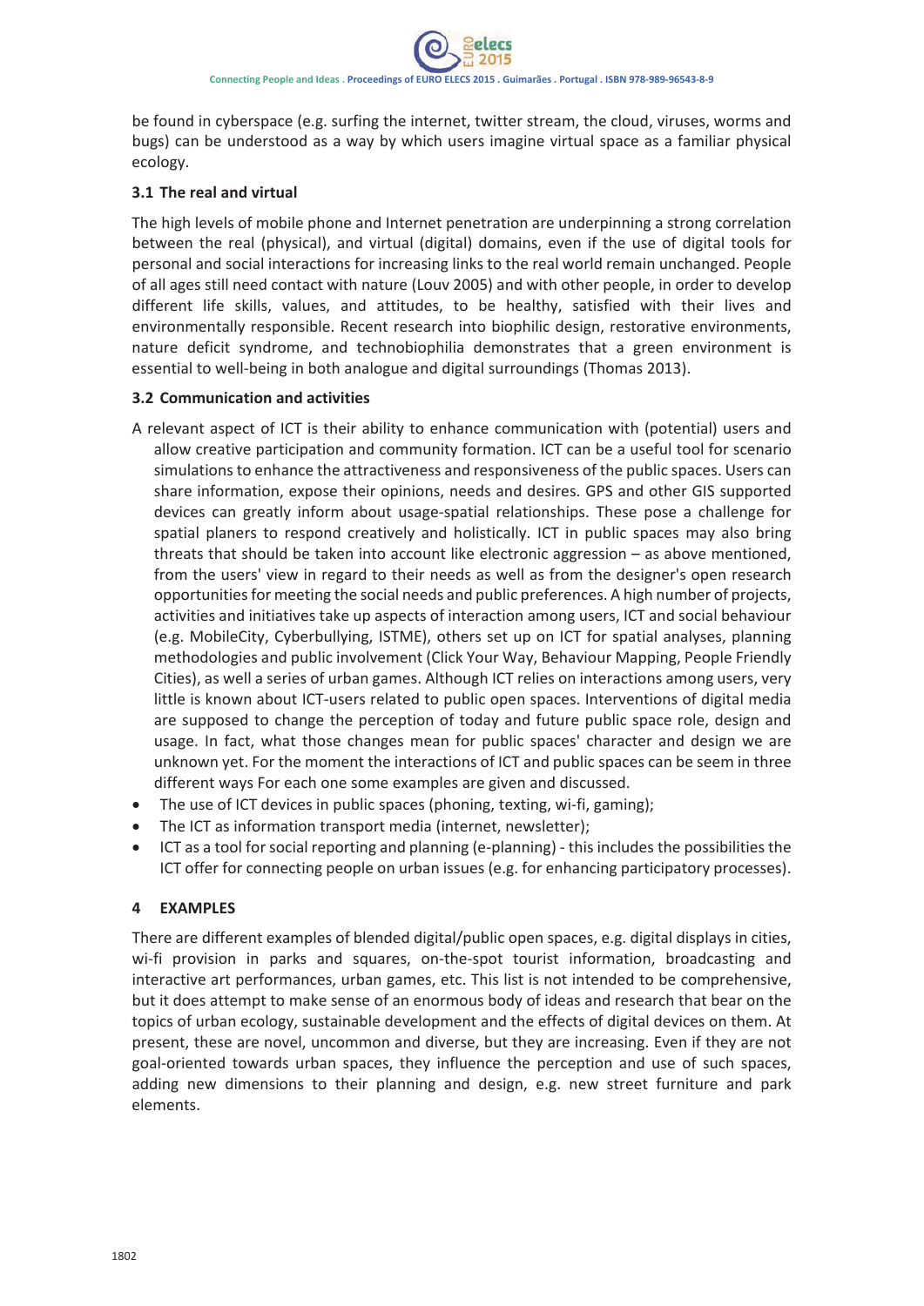be found in cyberspace (e.g. surfing the internet, twitter stream, the cloud, viruses, worms and bugs) can be understood as a way by which users imagine virtual space as a familiar physical ecology.

### 3.1 The real and virtual

The high levels of mobile phone and Internet penetration are underpinning a strong correlation between the real (physical), and virtual (digital) domains, even if the use of digital tools for personal and social interactions for increasing links to the real world remain unchanged. People of all ages still need contact with nature (Louv 2005) and with other people, in order to develop different life skills, values, and attitudes, to be healthy, satisfied with their lives and environmentally responsible. Recent research into biophilic design, restorative environments, nature deficit syndrome, and technobiophilia demonstrates that a green environment is essential to well-being in both analogue and digital surroundings (Thomas 2013).

### 3.2 Communication and activities

A relevant aspect of ICT is their ability to enhance communication with (potential) users and allow creative participation and community formation. ICT can be a useful tool for scenario simulations to enhance the attractiveness and responsiveness of the public spaces. Users can share information, expose their opinions, needs and desires. GPS and other GIS supported devices can greatly inform about usage-spatial relationships. These pose a challenge for spatial planers to respond creatively and holistically. ICT in public spaces may also bring threats that should be taken into account like electronic aggression – as above mentioned, from the users' view in regard to their needs as well as from the designer's open research opportunities for meeting the social needs and public preferences. A high number of projects, activities and initiatives take up aspects of interaction among users, ICT and social behaviour (e.g. MobileCity, Cyberbullying, ISTME), others set up on ICT for spatial analyses, planning methodologies and public involvement (Click Your Way, Behaviour Mapping, People Friendly Cities), as well a series of urban games. Although ICT relies on interactions among users, very little is known about ICT-users related to public open spaces. Interventions of digital media are supposed to change the perception of today and future public space role, design and usage. In fact, what those changes mean for public spaces' character and design we are unknown yet. For the moment the interactions of ICT and public spaces can be seem in three different ways For each one some examples are given and discussed.

- The use of ICT devices in public spaces (phoning, texting, wi-fi, gaming);
- The ICT as information transport media (internet, newsletter);
- ICT as a tool for social reporting and planning (e-planning) - this includes the possibilities the ICT offer for connecting people on urban issues (e.g. for enhancing participatory processes).

## 4 EXAMPLES

There are different examples of blended digital/public open spaces, e.g. digital displays in cities, wi-fi provision in parks and squares, on-the-spot tourist information, broadcasting and interactive art performances, urban games, etc. This list is not intended to be comprehensive, but it does attempt to make sense of an enormous body of ideas and research that bear on the topics of urban ecology, sustainable development and the effects of digital devices on them. At present, these are novel, uncommon and diverse, but they are increasing. Even if they are not goal-oriented towards urban spaces, they influence the perception and use of such spaces, adding new dimensions to their planning and design, e.g. new street furniture and park elements.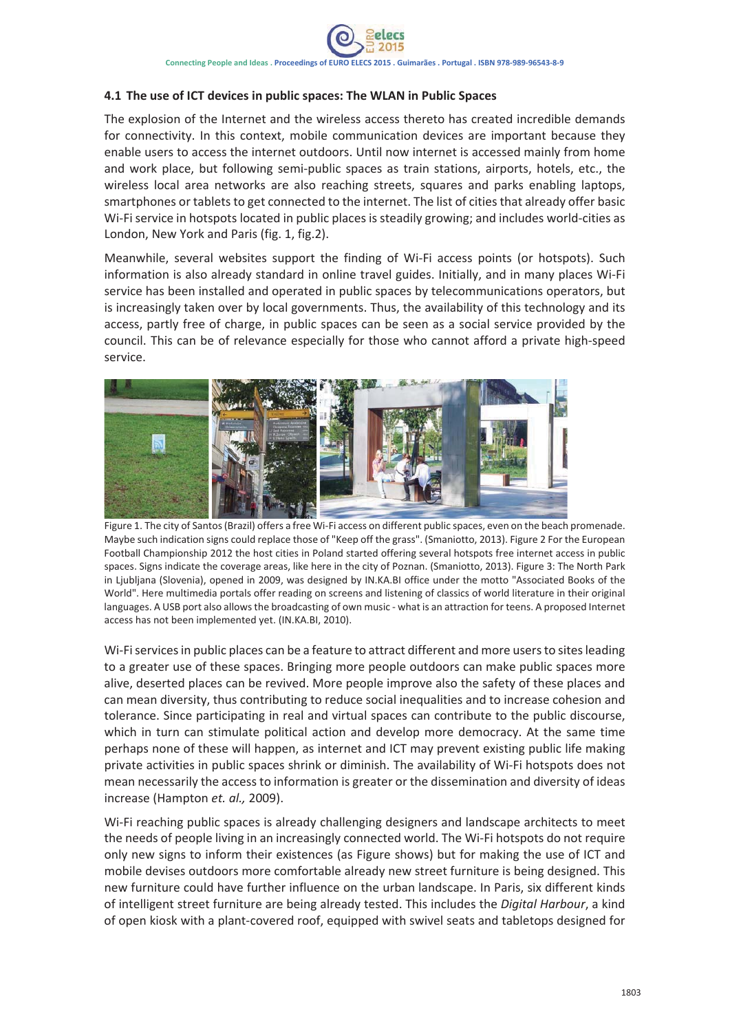### 4.1 The use of ICT devices in public spaces: The WLAN in Public Spaces

The explosion of the Internet and the wireless access thereto has created incredible demands for connectivity. In this context, mobile communication devices are important because they enable users to access the internet outdoors. Until now internet is accessed mainly from home and work place, but following semi-public spaces as train stations, airports, hotels, etc., the wireless local area networks are also reaching streets, squares and parks enabling laptops, smartphones or tablets to get connected to the internet. The list of cities that already offer basic Wi-Fi service in hotspots located in public places is steadily growing; and includes world-cities as London, New York and Paris (fig. 1, fig.2).

Meanwhile, several websites support the finding of Wi-Fi access points (or hotspots). Such information is also already standard in online travel guides. Initially, and in many places Wi-Fi service has been installed and operated in public spaces by telecommunications operators, but is increasingly taken over by local governments. Thus, the availability of this technology and its access, partly free of charge, in public spaces can be seen as a social service provided by the council. This can be of relevance especially for those who cannot afford a private high-speed service.

Figure 1. The city of Santos (Brazil) offers a free Wi-Fi access on different public spaces, even on the beach promenade. Maybe such indication signs could replace those of "Keep off the grass". (Smaniotto, 2013). Figure 2 For the European Football Championship 2012 the host cities in Poland started offering several hotspots free internet access in public spaces. Signs indicate the coverage areas, like here in the city of Poznan. (Smaniotto, 2013). Figure 3: The North Park in Ljubljana (Slovenia), opened in 2009, was designed by IN.KA.BI office under the motto "Associated Books of the World". Here multimedia portals offer reading on screens and listening of classics of world literature in their original languages. A USB port also allows the broadcasting of own music - what is an attraction for teens. A proposed Internet access has not been implemented yet. (IN.KA.BI, 2010).

Wi-Fi services in public places can be a feature to attract different and more users to sites leading to a greater use of these spaces. Bringing more people outdoors can make public spaces more alive, deserted places can be revived. More people improve also the safety of these places and can mean diversity, thus contributing to reduce social inequalities and to increase cohesion and tolerance. Since participating in real and virtual spaces can contribute to the public discourse, which in turn can stimulate political action and develop more democracy. At the same time perhaps none of these will happen, as internet and ICT may prevent existing public life making private activities in public spaces shrink or diminish. The availability of Wi-Fi hotspots does not mean necessarily the access to information is greater or the dissemination and diversity of ideas increase (Hampton *et. al.,* 2009).

Wi-Fi reaching public spaces is already challenging designers and landscape architects to meet the needs of people living in an increasingly connected world. The Wi-Fi hotspots do not require only new signs to inform their existences (as Figure shows) but for making the use of ICT and mobile devises outdoors more comfortable already new street furniture is being designed. This new furniture could have further influence on the urban landscape. In Paris, six different kinds of intelligent street furniture are being already tested. This includes the *Digital Harbour*, a kind of open kiosk with a plant-covered roof, equipped with swivel seats and tabletops designed for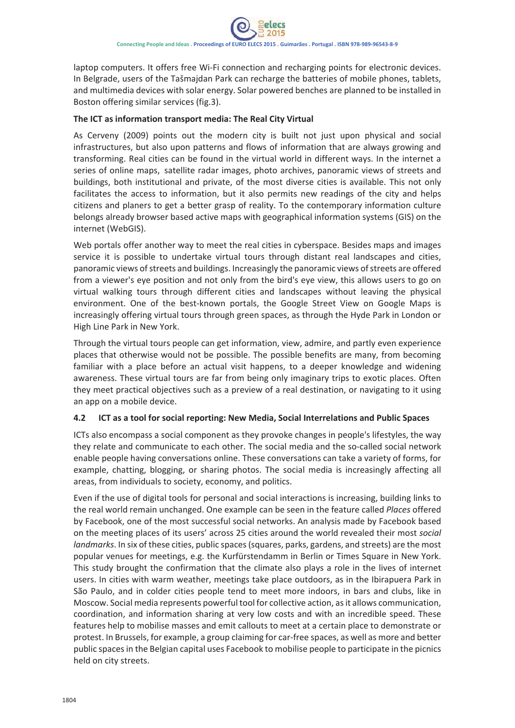laptop computers. It offers free Wi-Fi connection and recharging points for electronic devices. In Belgrade, users of the Tašmajdan Park can recharge the batteries of mobile phones, tablets, and multimedia devices with solar energy. Solar powered benches are planned to be installed in Boston offering similar services (fig.3).

**The ICT as information transport media: The Real City Virtual**

As Cerveny (2009) points out the modern city is built not just upon physical and social infrastructures, but also upon patterns and flows of information that are always growing and transforming. Real cities can be found in the virtual world in different ways. In the internet a series of online maps, satellite radar images, photo archives, panoramic views of streets and buildings, both institutional and private, of the most diverse cities is available. This not only facilitates the access to information, but it also permits new readings of the city and helps citizens and planers to get a better grasp of reality. To the contemporary information culture belongs already browser based active maps with geographical information systems (GIS) on the internet (WebGIS).

Web portals offer another way to meet the real cities in cyberspace. Besides maps and images service it is possible to undertake virtual tours through distant real landscapes and cities, panoramic views of streets and buildings. Increasingly the panoramic views of streets are offered from a viewer's eye position and not only from the bird's eye view, this allows users to go on virtual walking tours through different cities and landscapes without leaving the physical environment. One of the best-known portals, the Google Street View on Google Maps is increasingly offering virtual tours through green spaces, as through the Hyde Park in London or High Line Park in New York.

Through the virtual tours people can get information, view, admire, and partly even experience places that otherwise would not be possible. The possible benefits are many, from becoming familiar with a place before an actual visit happens, to a deeper knowledge and widening awareness. These virtual tours are far from being only imaginary trips to exotic places. Often they meet practical objectives such as a preview of a real destination, or navigating to it using an app on a mobile device.

### 4.2 ICT as a tool for social reporting: New Media, Social Interrelations and Public Spaces

ICTs also encompass a social component as they provoke changes in people's lifestyles, the way they relate and communicate to each other. The social media and the so-called social network enable people having conversations online. These conversations can take a variety of forms, for example, chatting, blogging, or sharing photos. The social media is increasingly affecting all areas, from individuals to society, economy, and politics.

Even if the use of digital tools for personal and social interactions is increasing, building links to the real world remain unchanged. One example can be seen in the feature called *Places* offered by Facebook, one of the most successful social networks. An analysis made by Facebook based on the meeting places of its users' across 25 cities around the world revealed their most *social landmarks*. In six of these cities, public spaces (squares, parks, gardens, and streets) are the most popular venues for meetings, e.g. the Kurfürstendamm in Berlin or Times Square in New York. This study brought the confirmation that the climate also plays a role in the lives of internet users. In cities with warm weather, meetings take place outdoors, as in the Ibirapuera Park in São Paulo, and in colder cities people tend to meet more indoors, in bars and clubs, like in Moscow. Social media represents powerful tool for collective action, as it allows communication, coordination, and information sharing at very low costs and with an incredible speed. These features help to mobilise masses and emit callouts to meet at a certain place to demonstrate or protest. In Brussels, for example, a group claiming for car-free spaces, as well as more and better public spaces in the Belgian capital uses Facebook to mobilise people to participate in the picnics held on city streets.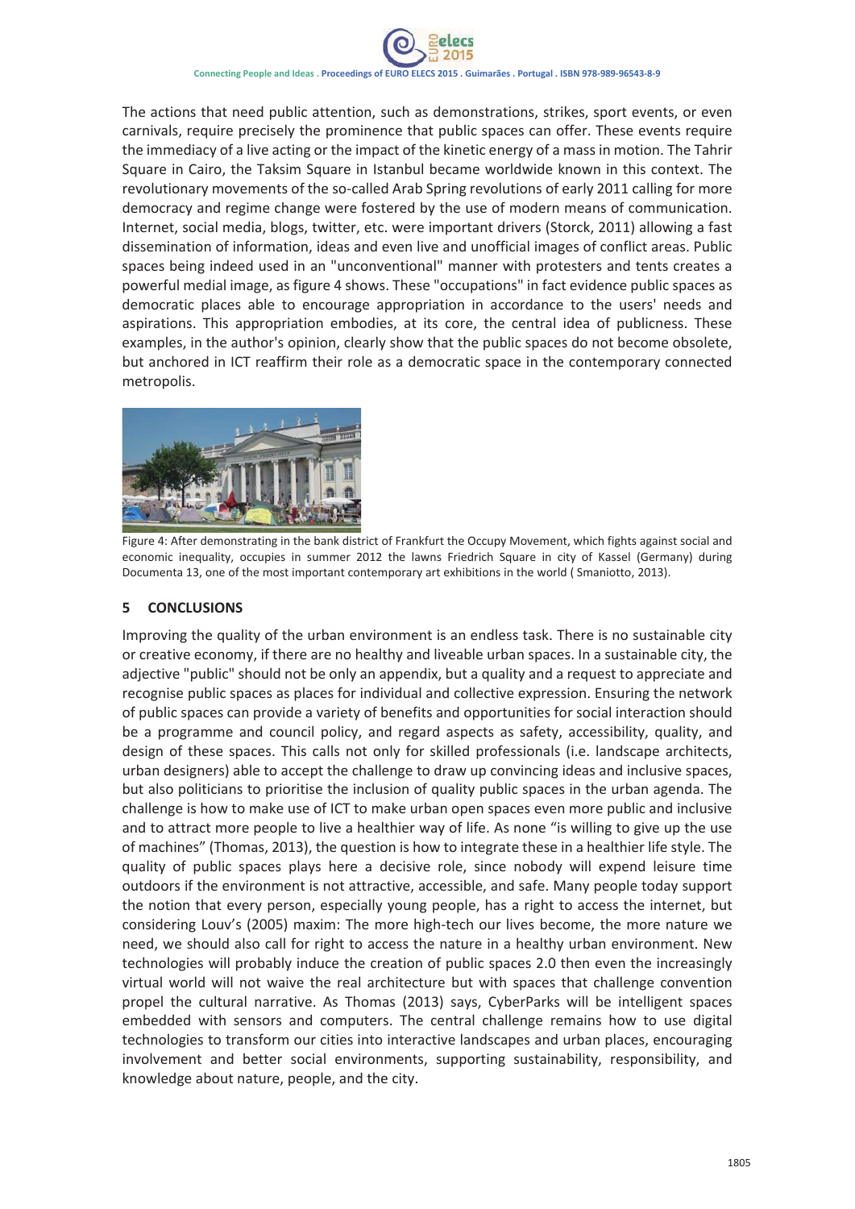The actions that need public attention, such as demonstrations, strikes, sport events, or even carnivals, require precisely the prominence that public spaces can offer. These events require the immediacy of a live acting or the impact of the kinetic energy of a mass in motion. The Tahrir Square in Cairo, the Taksim Square in Istanbul became worldwide known in this context. The revolutionary movements of the so-called Arab Spring revolutions of early 2011 calling for more democracy and regime change were fostered by the use of modern means of communication. Internet, social media, blogs, twitter, etc. were important drivers (Storck, 2011) allowing a fast dissemination of information, ideas and even live and unofficial images of conflict areas. Public spaces being indeed used in an "unconventional" manner with protesters and tents creates a powerful medial image, as figure 4 shows. These "occupations" in fact evidence public spaces as democratic places able to encourage appropriation in accordance to the users' needs and aspirations. This appropriation embodies, at its core, the central idea of publicness. These examples, in the author's opinion, clearly show that the public spaces do not become obsolete, but anchored in ICT reaffirm their role as a democratic space in the contemporary connected metropolis.

Figure 4: After demonstrating in the bank district of Frankfurt the Occupy Movement, which fights against social and economic inequality, occupies in summer 2012 the lawns Friedrich Square in city of Kassel (Germany) during Documenta 13, one of the most important contemporary art exhibitions in the world ( Smaniotto, 2013).

## 5 CONCLUSIONS

Improving the quality of the urban environment is an endless task. There is no sustainable city or creative economy, if there are no healthy and liveable urban spaces. In a sustainable city, the adjective "public" should not be only an appendix, but a quality and a request to appreciate and recognise public spaces as places for individual and collective expression. Ensuring the network of public spaces can provide a variety of benefits and opportunities for social interaction should be a programme and council policy, and regard aspects as safety, accessibility, quality, and design of these spaces. This calls not only for skilled professionals (i.e. landscape architects, urban designers) able to accept the challenge to draw up convincing ideas and inclusive spaces, but also politicians to prioritise the inclusion of quality public spaces in the urban agenda. The challenge is how to make use of ICT to make urban open spaces even more public and inclusive and to attract more people to live a healthier way of life. As none "is willing to give up the use of machines" (Thomas, 2013), the question is how to integrate these in a healthier life style. The quality of public spaces plays here a decisive role, since nobody will expend leisure time outdoors if the environment is not attractive, accessible, and safe. Many people today support the notion that every person, especially young people, has a right to access the internet, but considering Louv's (2005) maxim: The more high-tech our lives become, the more nature we need, we should also call for right to access the nature in a healthy urban environment. New technologies will probably induce the creation of public spaces 2.0 then even the increasingly virtual world will not waive the real architecture but with spaces that challenge convention propel the cultural narrative. As Thomas (2013) says, CyberParks will be intelligent spaces embedded with sensors and computers. The central challenge remains how to use digital technologies to transform our cities into interactive landscapes and urban places, encouraging involvement and better social environments, supporting sustainability, responsibility, and knowledge about nature, people, and the city.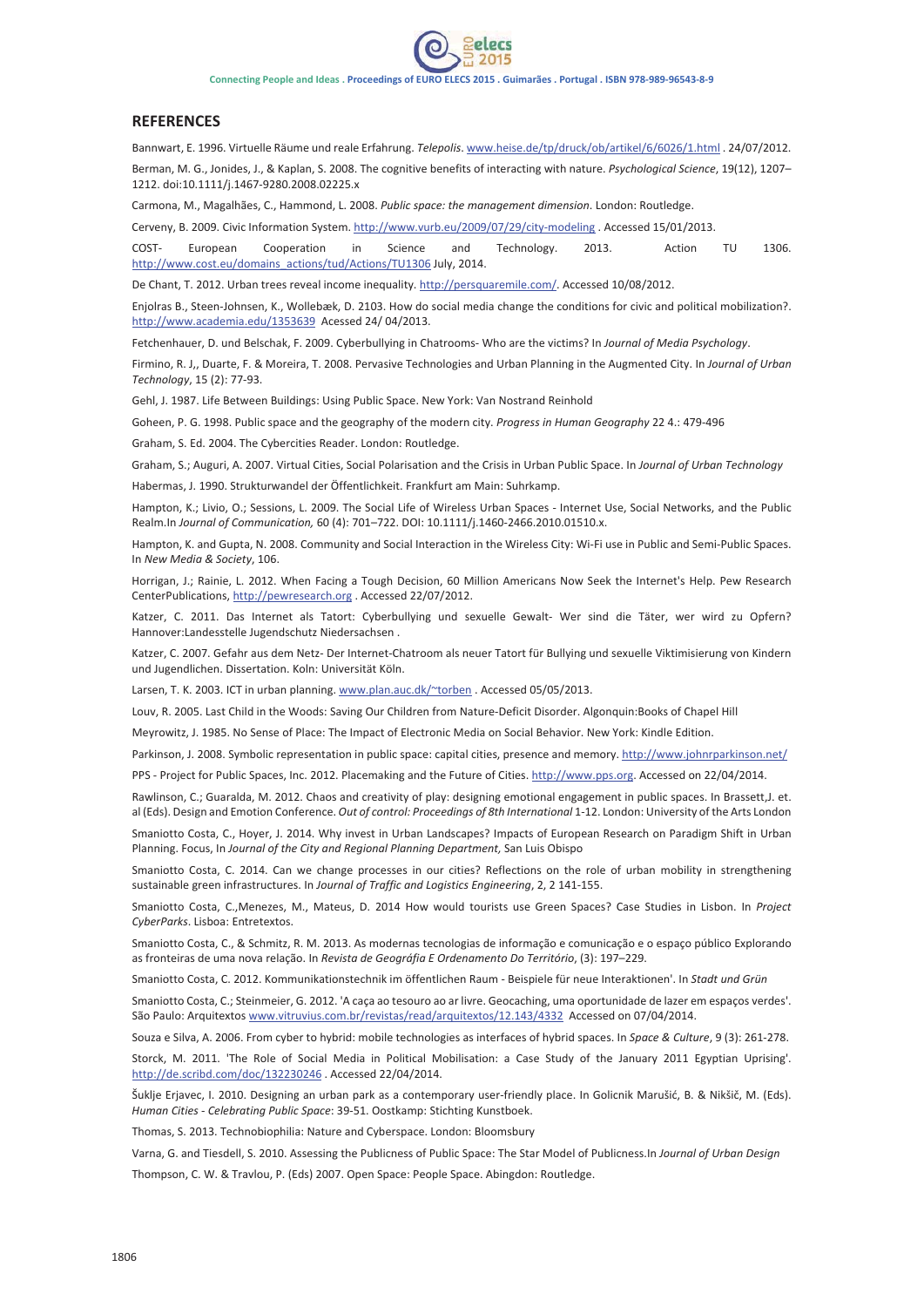## REFERENCES

Bannwart, E. 1996. Virtuelle Räume und reale Erfahrung. *Telepolis*. www.heise.de/tp/druck/ob/artikel/6/6026/1.html . 24/07/2012.

Berman, M. G., Jonides, J., & Kaplan, S. 2008. The cognitive benefits of interacting with nature. *Psychological Science*, 19(12), 1207–1212. doi:10.1111/j.1467-9280.2008.02225.x

Carmona, M., Magalhães, C., Hammond, L. 2008. *Public space: the management dimension*. London: Routledge.

Cerveny, B. 2009. Civic Information System. http://www.vurb.eu/2009/07/29/city-modeling . Accessed 15/01/2013.

COST- European Cooperation in Science and Technology. 2013. Action TU 1306. http://www.cost.eu/domains_actions/tud/Actions/TU1306 July, 2014.

De Chant, T. 2012. Urban trees reveal income inequality. http://persquaremile.com/. Accessed 10/08/2012.

Enjolras B., Steen-Johnsen, K., Wollebæk, D. 2103. How do social media change the conditions for civic and political mobilization?. http://www.academia.edu/1353639 Accessed 24/ 04/2013.

Fetchenhauer, D. und Belschak, F. 2009. Cyberbullying in Chatrooms- Who are the victims? In *Journal of Media Psychology*.

Firmino, R. J,, Duarte, F. & Moreira, T. 2008. Pervasive Technologies and Urban Planning in the Augmented City. In *Journal of Urban Technology*, 15 (2): 77-93.

Gehl, J. 1987. Life Between Buildings: Using Public Space. New York: Van Nostrand Reinhold

Goheen, P. G. 1998. Public space and the geography of the modern city. *Progress in Human Geography* 22 4.: 479-496

Graham, S. Ed. 2004. The Cybercities Reader. London: Routledge.

Graham, S.; Auguri, A. 2007. Virtual Cities, Social Polarisation and the Crisis in Urban Public Space. In *Journal of Urban Technology*

Habermas, J. 1990. Strukturwandel der Öffentlichkeit. Frankfurt am Main: Suhrkamp.

Hampton, K.; Livio, O.; Sessions, L. 2009. The Social Life of Wireless Urban Spaces - Internet Use, Social Networks, and the Public Realm.In *Journal of Communication,* 60 (4): 701–722. DOI: 10.1111/j.1460-2466.2010.01510.x.

Hampton, K. and Gupta, N. 2008. Community and Social Interaction in the Wireless City: Wi-Fi use in Public and Semi-Public Spaces. In *New Media & Society*, 106.

Horrigan, J.; Rainie, L. 2012. When Facing a Tough Decision, 60 Million Americans Now Seek the Internet's Help. Pew Research CenterPublications, http://pewresearch.org . Accessed 22/07/2012.

Katzer, C. 2011. Das Internet als Tatort: Cyberbullying und sexuelle Gewalt- Wer sind die Täter, wer wird zu Opfern? Hannover:Landesstelle Jugendschutz Niedersachsen .

Katzer, C. 2007. Gefahr aus dem Netz- Der Internet-Chatroom als neuer Tatort für Bullying und sexuelle Viktimisierung von Kindern und Jugendlichen. Dissertation. Koln: Universität Köln.

Larsen, T. K. 2003. ICT in urban planning. www.plan.auc.dk/~torben . Accessed 05/05/2013.

Louv, R. 2005. Last Child in the Woods: Saving Our Children from Nature-Deficit Disorder. Algonquin:Books of Chapel Hill

Meyrowitz, J. 1985. No Sense of Place: The Impact of Electronic Media on Social Behavior. New York: Kindle Edition.

Parkinson, J. 2008. Symbolic representation in public space: capital cities, presence and memory. http://www.johnrparkinson.net/

PPS - Project for Public Spaces, Inc. 2012. Placemaking and the Future of Cities. http://www.pps.org. Accessed on 22/04/2014.

Rawlinson, C.; Guaralda, M. 2012. Chaos and creativity of play: designing emotional engagement in public spaces. In Brassett,J. et. al (Eds). Design and Emotion Conference. *Out of control: Proceedings of 8th International* 1-12. London: University of the Arts London

Smaniotto Costa, C., Hoyer, J. 2014. Why invest in Urban Landscapes? Impacts of European Research on Paradigm Shift in Urban Planning. Focus, In *Journal of the City and Regional Planning Department*, San Luis Obispo

Smaniotto Costa, C. 2014. Can we change processes in our cities? Reflections on the role of urban mobility in strengthening sustainable green infrastructures. In *Journal of Traffic and Logistics Engineering*, 2, 2 141-155.

Smaniotto Costa, C.,Menezes, M., Mateus, D. 2014 How would tourists use Green Spaces? Case Studies in Lisbon. In *Project CyberParks*. Lisboa: Entretextos.

Smaniotto Costa, C., & Schmitz, R. M. 2013. As modernas tecnologias de informação e comunicação e o espaço público Explorando as fronteiras de uma nova relação. In *Revista de Geográfia E Ordenamento Do Território*, (3): 197–229.

Smaniotto Costa, C. 2012. Kommunikationstechnik im öffentlichen Raum - Beispiele für neue Interaktionen'. In *Stadt und Grün*

Smaniotto Costa, C.; Steinmeier, G. 2012. 'A caça ao tesouro ao ar livre. Geocaching, uma oportunidade de lazer em espaços verdes'. São Paulo: Arquitextos www.vitruvius.com.br/revistas/read/arquitextos/12.143/4332 Accessed on 07/04/2014.

Souza e Silva, A. 2006. From cyber to hybrid: mobile technologies as interfaces of hybrid spaces. In *Space & Culture*, 9 (3): 261-278.

Storck, M. 2011. 'The Role of Social Media in Political Mobilisation: a Case Study of the January 2011 Egyptian Uprising'. http://de.scribd.com/doc/132230246 . Accessed 22/04/2014.

Šuklje Erjavec, I. 2010. Designing an urban park as a contemporary user-friendly place. In Golicnik Marušić, B. & Nikšić, M. (Eds). *Human Cities - Celebrating Public Space*: 39-51. Oostkamp: Stichting Kunstboek.

Thomas, S. 2013. Technobiophilia: Nature and Cyberspace. London: Bloomsbury

Varna, G. and Tiesdell, S. 2010. Assessing the Publicness of Public Space: The Star Model of Publicness.In *Journal of Urban Design*

Thompson, C. W. & Travlou, P. (Eds) 2007. Open Space: People Space. Abingdon: Routledge.